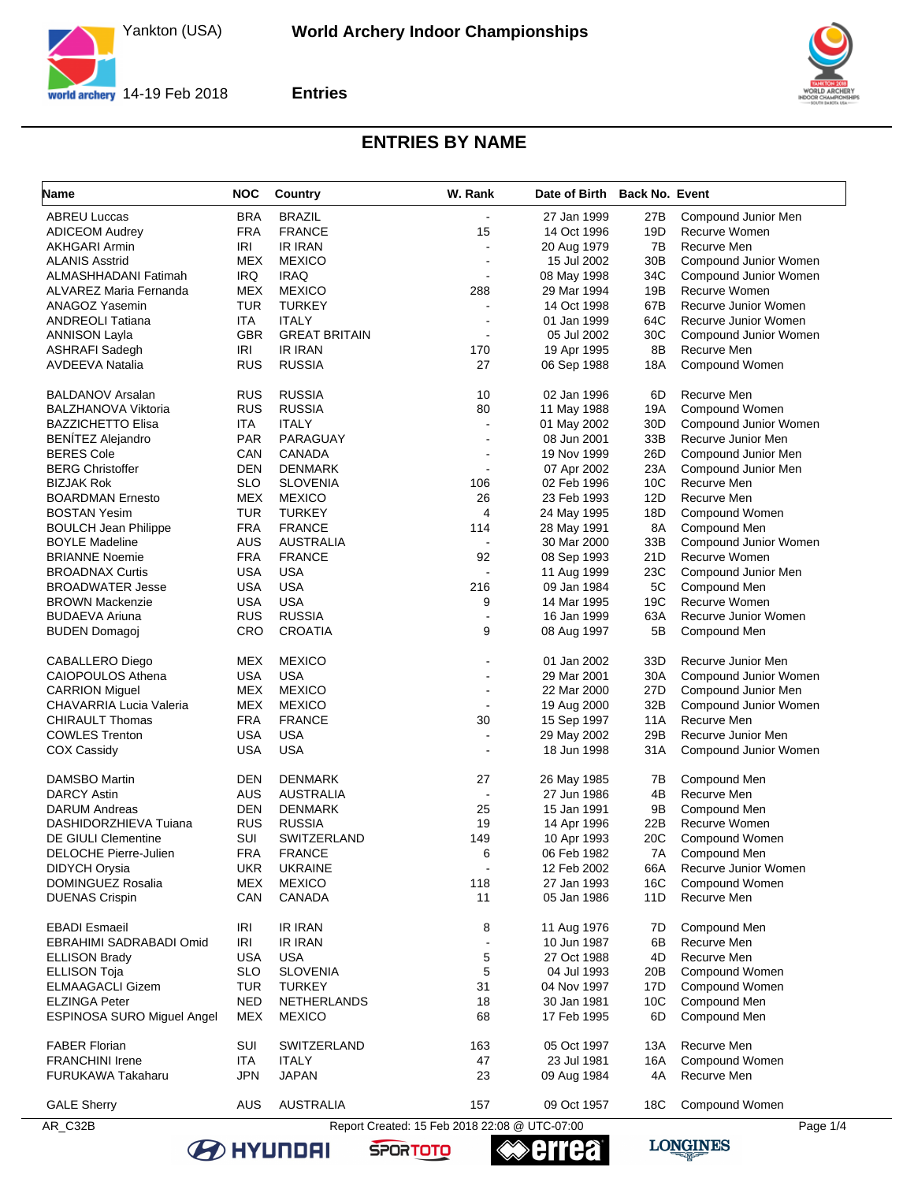# World Archery Indoor Championships

Yankton (USA)

14-19 Feb 2018

## Entries

## ENTRIES BY NAME

| Name | NOC | Country | W. Rank | Date of Birth | Back No. | Event |
|---|---|---|---|---|---|---|
| ABREU Luccas | BRA | BRAZIL | - | 27 Jan 1999 | 27B | Compound Junior Men |
| ADICEOM Audrey | FRA | FRANCE | 15 | 14 Oct 1996 | 19D | Recurve Women |
| AKHGARI Armin | IRI | IR IRAN | - | 20 Aug 1979 | 7B | Recurve Men |
| ALANIS Asstrid | MEX | MEXICO | - | 15 Jul 2002 | 30B | Compound Junior Women |
| ALMASHHADANI Fatimah | IRQ | IRAQ | - | 08 May 1998 | 34C | Compound Junior Women |
| ALVAREZ Maria Fernanda | MEX | MEXICO | 288 | 29 Mar 1994 | 19B | Recurve Women |
| ANAGOZ Yasemin | TUR | TURKEY | - | 14 Oct 1998 | 67B | Recurve Junior Women |
| ANDREOLI Tatiana | ITA | ITALY | - | 01 Jan 1999 | 64C | Recurve Junior Women |
| ANNISON Layla | GBR | GREAT BRITAIN | - | 05 Jul 2002 | 30C | Compound Junior Women |
| ASHRAFI Sadegh | IRI | IR IRAN | 170 | 19 Apr 1995 | 8B | Recurve Men |
| AVDEEVA Natalia | RUS | RUSSIA | 27 | 06 Sep 1988 | 18A | Compound Women |
| BALDANOV Arsalan | RUS | RUSSIA | 10 | 02 Jan 1996 | 6D | Recurve Men |
| BALZHANOVA Viktoria | RUS | RUSSIA | 80 | 11 May 1988 | 19A | Compound Women |
| BAZZICHETTO Elisa | ITA | ITALY | - | 01 May 2002 | 30D | Compound Junior Women |
| BENÍTEZ Alejandro | PAR | PARAGUAY | - | 08 Jun 2001 | 33B | Recurve Junior Men |
| BERES Cole | CAN | CANADA | - | 19 Nov 1999 | 26D | Compound Junior Men |
| BERG Christoffer | DEN | DENMARK | - | 07 Apr 2002 | 23A | Compound Junior Men |
| BIZJAK Rok | SLO | SLOVENIA | 106 | 02 Feb 1996 | 10C | Recurve Men |
| BOARDMAN Ernesto | MEX | MEXICO | 26 | 23 Feb 1993 | 12D | Recurve Men |
| BOSTAN Yesim | TUR | TURKEY | 4 | 24 May 1995 | 18D | Compound Women |
| BOULCH Jean Philippe | FRA | FRANCE | 114 | 28 May 1991 | 8A | Compound Men |
| BOYLE Madeline | AUS | AUSTRALIA | - | 30 Mar 2000 | 33B | Compound Junior Women |
| BRIANNE Noemie | FRA | FRANCE | 92 | 08 Sep 1993 | 21D | Recurve Women |
| BROADNAX Curtis | USA | USA | - | 11 Aug 1999 | 23C | Compound Junior Men |
| BROADWATER Jesse | USA | USA | 216 | 09 Jan 1984 | 5C | Compound Men |
| BROWN Mackenzie | USA | USA | 9 | 14 Mar 1995 | 19C | Recurve Women |
| BUDAEVA Ariuna | RUS | RUSSIA | - | 16 Jan 1999 | 63A | Recurve Junior Women |
| BUDEN Domagoj | CRO | CROATIA | 9 | 08 Aug 1997 | 5B | Compound Men |
| CABALLERO Diego | MEX | MEXICO | - | 01 Jan 2002 | 33D | Recurve Junior Men |
| CAIOPOULOS Athena | USA | USA | - | 29 Mar 2001 | 30A | Compound Junior Women |
| CARRION Miguel | MEX | MEXICO | - | 22 Mar 2000 | 27D | Compound Junior Men |
| CHAVARRIA Lucia Valeria | MEX | MEXICO | - | 19 Aug 2000 | 32B | Compound Junior Women |
| CHIRAULT Thomas | FRA | FRANCE | 30 | 15 Sep 1997 | 11A | Recurve Men |
| COWLES Trenton | USA | USA | - | 29 May 2002 | 29B | Recurve Junior Men |
| COX Cassidy | USA | USA | - | 18 Jun 1998 | 31A | Compound Junior Women |
| DAMSBO Martin | DEN | DENMARK | 27 | 26 May 1985 | 7B | Compound Men |
| DARCY Astin | AUS | AUSTRALIA | - | 27 Jun 1986 | 4B | Recurve Men |
| DARUM Andreas | DEN | DENMARK | 25 | 15 Jan 1991 | 9B | Compound Men |
| DASHIDORZHIEVA Tuiana | RUS | RUSSIA | 19 | 14 Apr 1996 | 22B | Recurve Women |
| DE GIULI Clementine | SUI | SWITZERLAND | 149 | 10 Apr 1993 | 20C | Compound Women |
| DELOCHE Pierre-Julien | FRA | FRANCE | 6 | 06 Feb 1982 | 7A | Compound Men |
| DIDYCH Orysia | UKR | UKRAINE | - | 12 Feb 2002 | 66A | Recurve Junior Women |
| DOMINGUEZ Rosalia | MEX | MEXICO | 118 | 27 Jan 1993 | 16C | Compound Women |
| DUENAS Crispin | CAN | CANADA | 11 | 05 Jan 1986 | 11D | Recurve Men |
| EBADI Esmaeil | IRI | IR IRAN | 8 | 11 Aug 1976 | 7D | Compound Men |
| EBRAHIMI SADRABADI Omid | IRI | IR IRAN | - | 10 Jun 1987 | 6B | Recurve Men |
| ELLISON Brady | USA | USA | 5 | 27 Oct 1988 | 4D | Recurve Men |
| ELLISON Toja | SLO | SLOVENIA | 5 | 04 Jul 1993 | 20B | Compound Women |
| ELMAAGACLI Gizem | TUR | TURKEY | 31 | 04 Nov 1997 | 17D | Compound Women |
| ELZINGA Peter | NED | NETHERLANDS | 18 | 30 Jan 1981 | 10C | Compound Men |
| ESPINOSA SURO Miguel Angel | MEX | MEXICO | 68 | 17 Feb 1995 | 6D | Compound Men |
| FABER Florian | SUI | SWITZERLAND | 163 | 05 Oct 1997 | 13A | Recurve Men |
| FRANCHINI Irene | ITA | ITALY | 47 | 23 Jul 1981 | 16A | Compound Women |
| FURUKAWA Takaharu | JPN | JAPAN | 23 | 09 Aug 1984 | 4A | Recurve Men |
| GALE Sherry | AUS | AUSTRALIA | 157 | 09 Oct 1957 | 18C | Compound Women |

AR_C32B Report Created: 15 Feb 2018 22:08 @ UTC-07:00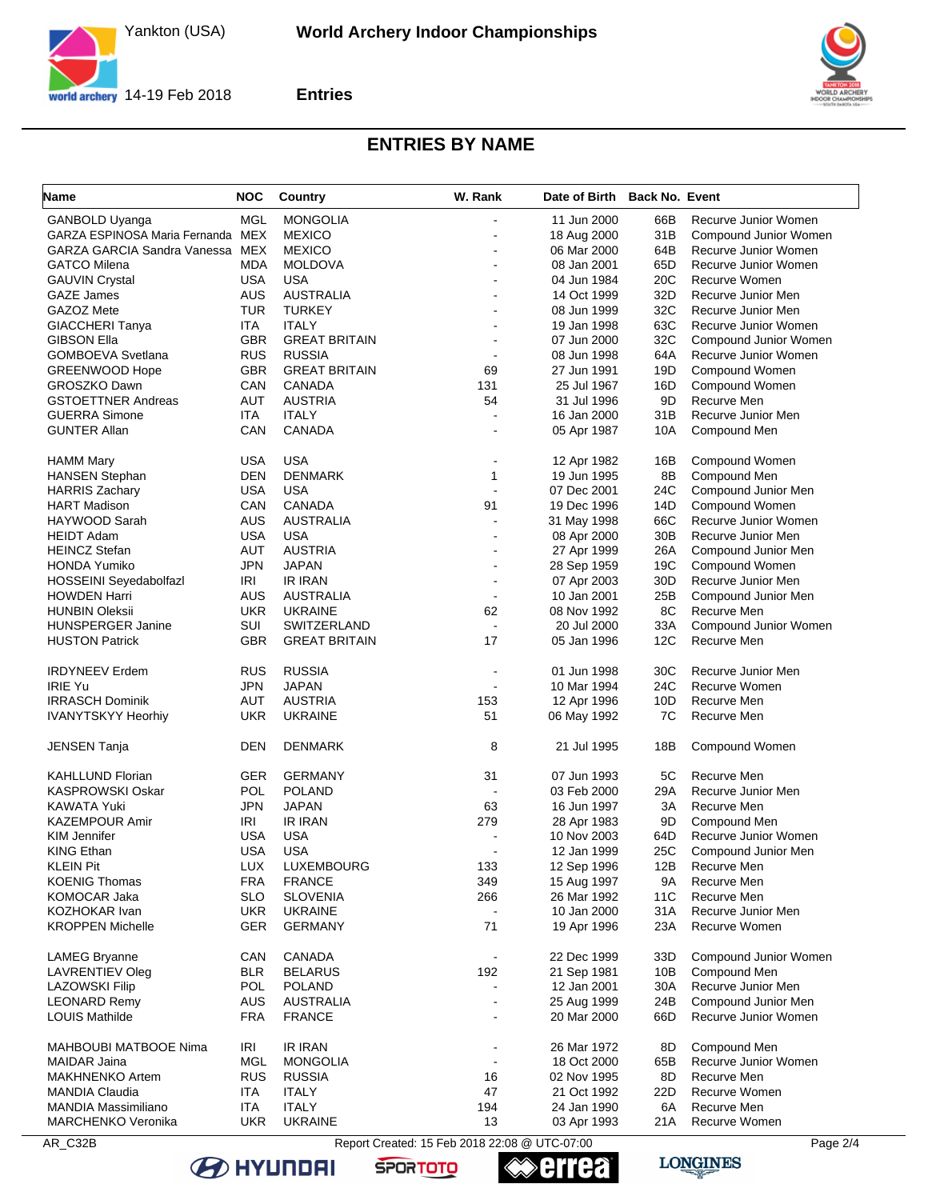# ENTRIES BY NAME

| Name | NOC | Country | W. Rank | Date of Birth | Back No. | Event |
|---|---|---|---|---|---|---|
| GANBOLD Uyanga | MGL | MONGOLIA | - | 11 Jun 2000 | 66B | Recurve Junior Women |
| GARZA ESPINOSA Maria Fernanda | MEX | MEXICO | - | 18 Aug 2000 | 31B | Compound Junior Women |
| GARZA GARCIA Sandra Vanessa | MEX | MEXICO | - | 06 Mar 2000 | 64B | Recurve Junior Women |
| GATCO Milena | MDA | MOLDOVA | - | 08 Jan 2001 | 65D | Recurve Junior Women |
| GAUVIN Crystal | USA | USA | - | 04 Jun 1984 | 20C | Recurve Women |
| GAZE James | AUS | AUSTRALIA | - | 14 Oct 1999 | 32D | Recurve Junior Men |
| GAZOZ Mete | TUR | TURKEY | - | 08 Jun 1999 | 32C | Recurve Junior Men |
| GIACCHERI Tanya | ITA | ITALY | - | 19 Jan 1998 | 63C | Recurve Junior Women |
| GIBSON Ella | GBR | GREAT BRITAIN | - | 07 Jun 2000 | 32C | Compound Junior Women |
| GOMBOEVA Svetlana | RUS | RUSSIA | - | 08 Jun 1998 | 64A | Recurve Junior Women |
| GREENWOOD Hope | GBR | GREAT BRITAIN | 69 | 27 Jun 1991 | 19D | Compound Women |
| GROSZKO Dawn | CAN | CANADA | 131 | 25 Jul 1967 | 16D | Compound Women |
| GSTOETTNER Andreas | AUT | AUSTRIA | 54 | 31 Jul 1996 | 9D | Recurve Men |
| GUERRA Simone | ITA | ITALY | - | 16 Jan 2000 | 31B | Recurve Junior Men |
| GUNTER Allan | CAN | CANADA | - | 05 Apr 1987 | 10A | Compound Men |
| HAMM Mary | USA | USA | - | 12 Apr 1982 | 16B | Compound Women |
| HANSEN Stephan | DEN | DENMARK | 1 | 19 Jun 1995 | 8B | Compound Men |
| HARRIS Zachary | USA | USA | - | 07 Dec 2001 | 24C | Compound Junior Men |
| HART Madison | CAN | CANADA | 91 | 19 Dec 1996 | 14D | Compound Women |
| HAYWOOD Sarah | AUS | AUSTRALIA | - | 31 May 1998 | 66C | Recurve Junior Women |
| HEIDT Adam | USA | USA | - | 08 Apr 2000 | 30B | Recurve Junior Men |
| HEINCZ Stefan | AUT | AUSTRIA | - | 27 Apr 1999 | 26A | Compound Junior Men |
| HONDA Yumiko | JPN | JAPAN | - | 28 Sep 1959 | 19C | Compound Women |
| HOSSEINI Seyedabolfazl | IRI | IR IRAN | - | 07 Apr 2003 | 30D | Recurve Junior Men |
| HOWDEN Harri | AUS | AUSTRALIA | - | 10 Jan 2001 | 25B | Compound Junior Men |
| HUNBIN Oleksii | UKR | UKRAINE | 62 | 08 Nov 1992 | 8C | Recurve Men |
| HUNSPERGER Janine | SUI | SWITZERLAND | - | 20 Jul 2000 | 33A | Compound Junior Women |
| HUSTON Patrick | GBR | GREAT BRITAIN | 17 | 05 Jan 1996 | 12C | Recurve Men |
| IRDYNEEV Erdem | RUS | RUSSIA | - | 01 Jun 1998 | 30C | Recurve Junior Men |
| IRIE Yu | JPN | JAPAN | - | 10 Mar 1994 | 24C | Recurve Women |
| IRRASCH Dominik | AUT | AUSTRIA | 153 | 12 Apr 1996 | 10D | Recurve Men |
| IVANYTSKYY Heorhiy | UKR | UKRAINE | 51 | 06 May 1992 | 7C | Recurve Men |
| JENSEN Tanja | DEN | DENMARK | 8 | 21 Jul 1995 | 18B | Compound Women |
| KAHLLUND Florian | GER | GERMANY | 31 | 07 Jun 1993 | 5C | Recurve Men |
| KASPROWSKI Oskar | POL | POLAND | - | 03 Feb 2000 | 29A | Recurve Junior Men |
| KAWATA Yuki | JPN | JAPAN | 63 | 16 Jun 1997 | 3A | Recurve Men |
| KAZEMPOUR Amir | IRI | IR IRAN | 279 | 28 Apr 1983 | 9D | Compound Men |
| KIM Jennifer | USA | USA | - | 10 Nov 2003 | 64D | Recurve Junior Women |
| KING Ethan | USA | USA | - | 12 Jan 1999 | 25C | Compound Junior Men |
| KLEIN Pit | LUX | LUXEMBOURG | 133 | 12 Sep 1996 | 12B | Recurve Men |
| KOENIG Thomas | FRA | FRANCE | 349 | 15 Aug 1997 | 9A | Recurve Men |
| KOMOCAR Jaka | SLO | SLOVENIA | 266 | 26 Mar 1992 | 11C | Recurve Men |
| KOZHOKAR Ivan | UKR | UKRAINE | - | 10 Jan 2000 | 31A | Recurve Junior Men |
| KROPPEN Michelle | GER | GERMANY | 71 | 19 Apr 1996 | 23A | Recurve Women |
| LAMEG Bryanne | CAN | CANADA | - | 22 Dec 1999 | 33D | Compound Junior Women |
| LAVRENTIEV Oleg | BLR | BELARUS | 192 | 21 Sep 1981 | 10B | Compound Men |
| LAZOWSKI Filip | POL | POLAND | - | 12 Jan 2001 | 30A | Recurve Junior Men |
| LEONARD Remy | AUS | AUSTRALIA | - | 25 Aug 1999 | 24B | Compound Junior Men |
| LOUIS Mathilde | FRA | FRANCE | - | 20 Mar 2000 | 66D | Recurve Junior Women |
| MAHBOUBI MATBOOE Nima | IRI | IR IRAN | - | 26 Mar 1972 | 8D | Compound Men |
| MAIDAR Jaina | MGL | MONGOLIA | - | 18 Oct 2000 | 65B | Recurve Junior Women |
| MAKHNENKO Artem | RUS | RUSSIA | 16 | 02 Nov 1995 | 8D | Recurve Men |
| MANDIA Claudia | ITA | ITALY | 47 | 21 Oct 1992 | 22D | Recurve Women |
| MANDIA Massimiliano | ITA | ITALY | 194 | 24 Jan 1990 | 6A | Recurve Men |
| MARCHENKO Veronika | UKR | UKRAINE | 13 | 03 Apr 1993 | 21A | Recurve Women |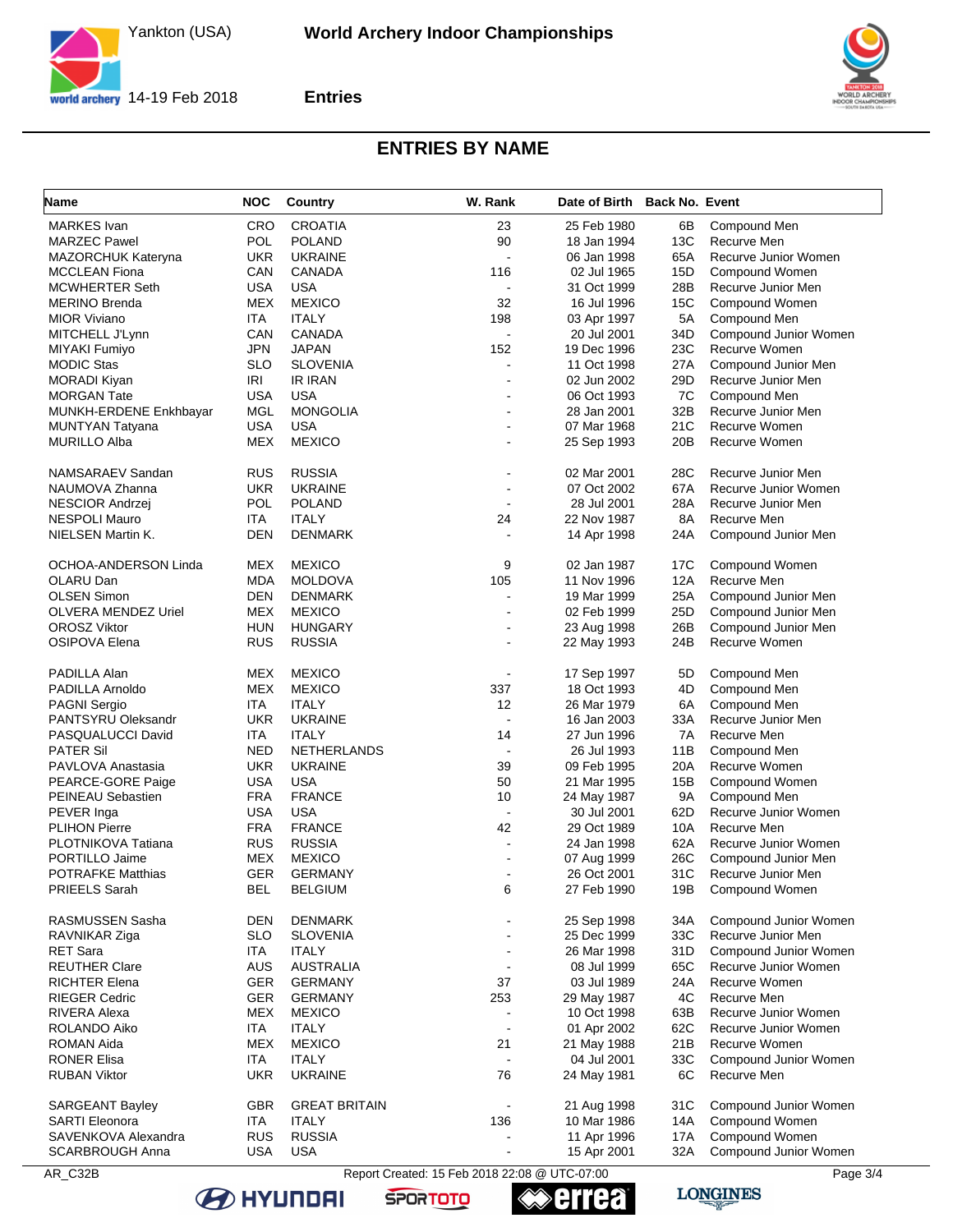# World Archery Indoor Championships

Yankton (USA) 14-19 Feb 2018

## Entries

## ENTRIES BY NAME

| Name | NOC | Country | W. Rank | Date of Birth | Back No. | Event |
|---|---|---|---|---|---|---|
| MARKES Ivan | CRO | CROATIA | 23 | 25 Feb 1980 | 6B | Compound Men |
| MARZEC Pawel | POL | POLAND | 90 | 18 Jan 1994 | 13C | Recurve Men |
| MAZORCHUK Kateryna | UKR | UKRAINE | - | 06 Jan 1998 | 65A | Recurve Junior Women |
| MCCLEAN Fiona | CAN | CANADA | 116 | 02 Jul 1965 | 15D | Compound Women |
| MCWHERTER Seth | USA | USA | - | 31 Oct 1999 | 28B | Recurve Junior Men |
| MERINO Brenda | MEX | MEXICO | 32 | 16 Jul 1996 | 15C | Compound Women |
| MIOR Viviano | ITA | ITALY | 198 | 03 Apr 1997 | 5A | Compound Men |
| MITCHELL J'Lynn | CAN | CANADA | - | 20 Jul 2001 | 34D | Compound Junior Women |
| MIYAKI Fumiyo | JPN | JAPAN | 152 | 19 Dec 1996 | 23C | Recurve Women |
| MODIC Stas | SLO | SLOVENIA | - | 11 Oct 1998 | 27A | Compound Junior Men |
| MORADI Kiyan | IRI | IR IRAN | - | 02 Jun 2002 | 29D | Recurve Junior Men |
| MORGAN Tate | USA | USA | - | 06 Oct 1993 | 7C | Compound Men |
| MUNKH-ERDENE Enkhbayar | MGL | MONGOLIA | - | 28 Jan 2001 | 32B | Recurve Junior Men |
| MUNTYAN Tatyana | USA | USA | - | 07 Mar 1968 | 21C | Recurve Women |
| MURILLO Alba | MEX | MEXICO | - | 25 Sep 1993 | 20B | Recurve Women |
| NAMSARAEV Sandan | RUS | RUSSIA | - | 02 Mar 2001 | 28C | Recurve Junior Men |
| NAUMOVA Zhanna | UKR | UKRAINE | - | 07 Oct 2002 | 67A | Recurve Junior Women |
| NESCIOR Andrzej | POL | POLAND | - | 28 Jul 2001 | 28A | Recurve Junior Men |
| NESPOLI Mauro | ITA | ITALY | 24 | 22 Nov 1987 | 8A | Recurve Men |
| NIELSEN Martin K. | DEN | DENMARK | - | 14 Apr 1998 | 24A | Compound Junior Men |
| OCHOA-ANDERSON Linda | MEX | MEXICO | 9 | 02 Jan 1987 | 17C | Compound Women |
| OLARU Dan | MDA | MOLDOVA | 105 | 11 Nov 1996 | 12A | Recurve Men |
| OLSEN Simon | DEN | DENMARK | - | 19 Mar 1999 | 25A | Compound Junior Men |
| OLVERA MENDEZ Uriel | MEX | MEXICO | - | 02 Feb 1999 | 25D | Compound Junior Men |
| OROSZ Viktor | HUN | HUNGARY | - | 23 Aug 1998 | 26B | Compound Junior Men |
| OSIPOVA Elena | RUS | RUSSIA | - | 22 May 1993 | 24B | Recurve Women |
| PADILLA Alan | MEX | MEXICO | - | 17 Sep 1997 | 5D | Compound Men |
| PADILLA Arnoldo | MEX | MEXICO | 337 | 18 Oct 1993 | 4D | Compound Men |
| PAGNI Sergio | ITA | ITALY | 12 | 26 Mar 1979 | 6A | Compound Men |
| PANTSYRU Oleksandr | UKR | UKRAINE | - | 16 Jan 2003 | 33A | Recurve Junior Men |
| PASQUALUCCI David | ITA | ITALY | 14 | 27 Jun 1996 | 7A | Recurve Men |
| PATER Sil | NED | NETHERLANDS | - | 26 Jul 1993 | 11B | Compound Men |
| PAVLOVA Anastasia | UKR | UKRAINE | 39 | 09 Feb 1995 | 20A | Recurve Women |
| PEARCE-GORE Paige | USA | USA | 50 | 21 Mar 1995 | 15B | Compound Women |
| PEINEAU Sebastien | FRA | FRANCE | 10 | 24 May 1987 | 9A | Compound Men |
| PEVER Inga | USA | USA | - | 30 Jul 2001 | 62D | Recurve Junior Women |
| PLIHON Pierre | FRA | FRANCE | 42 | 29 Oct 1989 | 10A | Recurve Men |
| PLOTNIKOVA Tatiana | RUS | RUSSIA | - | 24 Jan 1998 | 62A | Recurve Junior Women |
| PORTILLO Jaime | MEX | MEXICO | - | 07 Aug 1999 | 26C | Compound Junior Men |
| POTRAFKE Matthias | GER | GERMANY | - | 26 Oct 2001 | 31C | Recurve Junior Men |
| PRIEELS Sarah | BEL | BELGIUM | 6 | 27 Feb 1990 | 19B | Compound Women |
| RASMUSSEN Sasha | DEN | DENMARK | - | 25 Sep 1998 | 34A | Compound Junior Women |
| RAVNIKAR Ziga | SLO | SLOVENIA | - | 25 Dec 1999 | 33C | Recurve Junior Men |
| RET Sara | ITA | ITALY | - | 26 Mar 1998 | 31D | Compound Junior Women |
| REUTHER Clare | AUS | AUSTRALIA | - | 08 Jul 1999 | 65C | Recurve Junior Women |
| RICHTER Elena | GER | GERMANY | 37 | 03 Jul 1989 | 24A | Recurve Women |
| RIEGER Cedric | GER | GERMANY | 253 | 29 May 1987 | 4C | Recurve Men |
| RIVERA Alexa | MEX | MEXICO | - | 10 Oct 1998 | 63B | Recurve Junior Women |
| ROLANDO Aiko | ITA | ITALY | - | 01 Apr 2002 | 62C | Recurve Junior Women |
| ROMAN Aida | MEX | MEXICO | 21 | 21 May 1988 | 21B | Recurve Women |
| RONER Elisa | ITA | ITALY | - | 04 Jul 2001 | 33C | Compound Junior Women |
| RUBAN Viktor | UKR | UKRAINE | 76 | 24 May 1981 | 6C | Recurve Men |
| SARGEANT Bayley | GBR | GREAT BRITAIN | - | 21 Aug 1998 | 31C | Compound Junior Women |
| SARTI Eleonora | ITA | ITALY | 136 | 10 Mar 1986 | 14A | Compound Women |
| SAVENKOVA Alexandra | RUS | RUSSIA | - | 11 Apr 1996 | 17A | Compound Women |
| SCARBROUGH Anna | USA | USA | - | 15 Apr 2001 | 32A | Compound Junior Women |

AR_C32B Report Created: 15 Feb 2018 22:08 @ UTC-07:00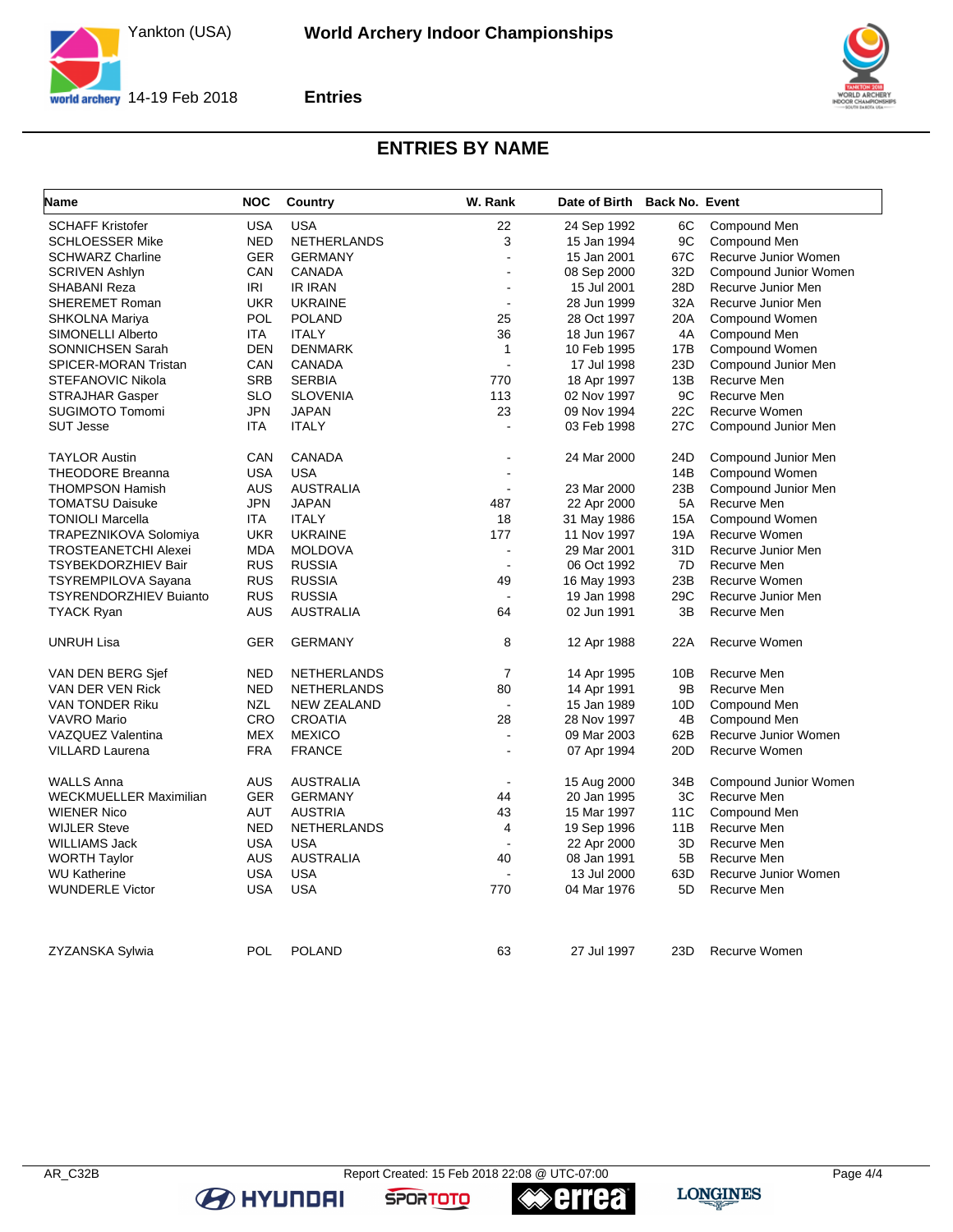# World Archery Indoor Championships

Yankton (USA)

14-19 Feb 2018

**Entries**

## ENTRIES BY NAME

| Name | NOC | Country | W. Rank | Date of Birth | Back No. | Event |
|---|---|---|---|---|---|---|
| SCHAFF Kristofer | USA | USA | 22 | 24 Sep 1992 | 6C | Compound Men |
| SCHLOESSER Mike | NED | NETHERLANDS | 3 | 15 Jan 1994 | 9C | Compound Men |
| SCHWARZ Charline | GER | GERMANY | - | 15 Jan 2001 | 67C | Recurve Junior Women |
| SCRIVEN Ashlyn | CAN | CANADA | - | 08 Sep 2000 | 32D | Compound Junior Women |
| SHABANI Reza | IRI | IR IRAN | - | 15 Jul 2001 | 28D | Recurve Junior Men |
| SHEREMET Roman | UKR | UKRAINE | - | 28 Jun 1999 | 32A | Recurve Junior Men |
| SHKOLNA Mariya | POL | POLAND | 25 | 28 Oct 1997 | 20A | Compound Women |
| SIMONELLI Alberto | ITA | ITALY | 36 | 18 Jun 1967 | 4A | Compound Men |
| SONNICHSEN Sarah | DEN | DENMARK | 1 | 10 Feb 1995 | 17B | Compound Women |
| SPICER-MORAN Tristan | CAN | CANADA | - | 17 Jul 1998 | 23D | Compound Junior Men |
| STEFANOVIC Nikola | SRB | SERBIA | 770 | 18 Apr 1997 | 13B | Recurve Men |
| STRAJHAR Gasper | SLO | SLOVENIA | 113 | 02 Nov 1997 | 9C | Recurve Men |
| SUGIMOTO Tomomi | JPN | JAPAN | 23 | 09 Nov 1994 | 22C | Recurve Women |
| SUT Jesse | ITA | ITALY | - | 03 Feb 1998 | 27C | Compound Junior Men |
| TAYLOR Austin | CAN | CANADA | - | 24 Mar 2000 | 24D | Compound Junior Men |
| THEODORE Breanna | USA | USA | - | | 14B | Compound Women |
| THOMPSON Hamish | AUS | AUSTRALIA | - | 23 Mar 2000 | 23B | Compound Junior Men |
| TOMATSU Daisuke | JPN | JAPAN | 487 | 22 Apr 2000 | 5A | Recurve Men |
| TONIOLI Marcella | ITA | ITALY | 18 | 31 May 1986 | 15A | Compound Women |
| TRAPEZNIKOVA Solomiya | UKR | UKRAINE | 177 | 11 Nov 1997 | 19A | Recurve Women |
| TROSTEANETCHI Alexei | MDA | MOLDOVA | - | 29 Mar 2001 | 31D | Recurve Junior Men |
| TSYBEKDORZHIEV Bair | RUS | RUSSIA | - | 06 Oct 1992 | 7D | Recurve Men |
| TSYREMPILOVA Sayana | RUS | RUSSIA | 49 | 16 May 1993 | 23B | Recurve Women |
| TSYRENDORZHIEV Buianto | RUS | RUSSIA | - | 19 Jan 1998 | 29C | Recurve Junior Men |
| TYACK Ryan | AUS | AUSTRALIA | 64 | 02 Jun 1991 | 3B | Recurve Men |
| UNRUH Lisa | GER | GERMANY | 8 | 12 Apr 1988 | 22A | Recurve Women |
| VAN DEN BERG Sjef | NED | NETHERLANDS | 7 | 14 Apr 1995 | 10B | Recurve Men |
| VAN DER VEN Rick | NED | NETHERLANDS | 80 | 14 Apr 1991 | 9B | Recurve Men |
| VAN TONDER Riku | NZL | NEW ZEALAND | - | 15 Jan 1989 | 10D | Compound Men |
| VAVRO Mario | CRO | CROATIA | 28 | 28 Nov 1997 | 4B | Compound Men |
| VAZQUEZ Valentina | MEX | MEXICO | - | 09 Mar 2003 | 62B | Recurve Junior Women |
| VILLARD Laurena | FRA | FRANCE | - | 07 Apr 1994 | 20D | Recurve Women |
| WALLS Anna | AUS | AUSTRALIA | - | 15 Aug 2000 | 34B | Compound Junior Women |
| WECKMUELLER Maximilian | GER | GERMANY | 44 | 20 Jan 1995 | 3C | Recurve Men |
| WIENER Nico | AUT | AUSTRIA | 43 | 15 Mar 1997 | 11C | Compound Men |
| WIJLER Steve | NED | NETHERLANDS | 4 | 19 Sep 1996 | 11B | Recurve Men |
| WILLIAMS Jack | USA | USA | - | 22 Apr 2000 | 3D | Recurve Men |
| WORTH Taylor | AUS | AUSTRALIA | 40 | 08 Jan 1991 | 5B | Recurve Men |
| WU Katherine | USA | USA | - | 13 Jul 2000 | 63D | Recurve Junior Women |
| WUNDERLE Victor | USA | USA | 770 | 04 Mar 1976 | 5D | Recurve Men |
| ZYZANSKA Sylwia | POL | POLAND | 63 | 27 Jul 1997 | 23D | Recurve Women |

AR_C32B — Report Created: 15 Feb 2018 22:08 @ UTC-07:00